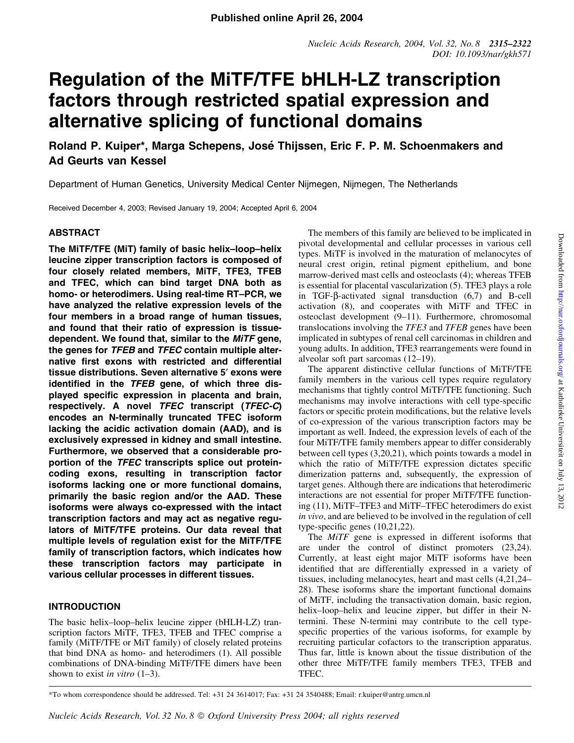# Regulation of the MiTF/TFE bHLH-LZ transcription factors through restricted spatial expression and alternative splicing of functional domains

**Roland P. Kuiper\*, Marga Schepens, José Thijssen, Eric F. P. M. Schoenmakers and Ad Geurts van Kessel**

Department of Human Genetics, University Medical Center Nijmegen, Nijmegen, The Netherlands

Received December 4, 2003; Revised January 19, 2004; Accepted April 6, 2004

## ABSTRACT

**The MiTF/TFE (MiT) family of basic helix–loop–helix leucine zipper transcription factors is composed of four closely related members, MiTF, TFE3, TFEB and TFEC, which can bind target DNA both as homo- or heterodimers. Using real-time RT–PCR, we have analyzed the relative expression levels of the four members in a broad range of human tissues, and found that their ratio of expression is tissue-dependent. We found that, similar to the *MiTF* gene, the genes for *TFEB* and *TFEC* contain multiple alternative first exons with restricted and differential tissue distributions. Seven alternative 5′ exons were identified in the *TFEB* gene, of which three displayed specific expression in placenta and brain, respectively. A novel *TFEC* transcript (*TFEC-C*) encodes an N-terminally truncated TFEC isoform lacking the acidic activation domain (AAD), and is exclusively expressed in kidney and small intestine. Furthermore, we observed that a considerable proportion of the *TFEC* transcripts splice out protein-coding exons, resulting in transcription factor isoforms lacking one or more functional domains, primarily the basic region and/or the AAD. These isoforms were always co-expressed with the intact transcription factors and may act as negative regulators of MiTF/TFE proteins. Our data reveal that multiple levels of regulation exist for the MiTF/TFE family of transcription factors, which indicates how these transcription factors may participate in various cellular processes in different tissues.**

## INTRODUCTION

The basic helix–loop–helix leucine zipper (bHLH-LZ) transcription factors MiTF, TFE3, TFEB and TFEC comprise a family (MiTF/TFE or MiT family) of closely related proteins that bind DNA as homo- and heterodimers (1). All possible combinations of DNA-binding MiTF/TFE dimers have been shown to exist *in vitro* (1–3).

The members of this family are believed to be implicated in pivotal developmental and cellular processes in various cell types. MiTF is involved in the maturation of melanocytes of neural crest origin, retinal pigment epithelium, and bone marrow-derived mast cells and osteoclasts (4); whereas TFEB is essential for placental vascularization (5). TFE3 plays a role in TGF-β-activated signal transduction (6,7) and B-cell activation (8), and cooperates with MiTF and TFEC in osteoclast development (9–11). Furthermore, chromosomal translocations involving the *TFE3* and *TFEB* genes have been implicated in subtypes of renal cell carcinomas in children and young adults. In addition, TFE3 rearrangements were found in alveolar soft part sarcomas (12–19).

The apparent distinctive cellular functions of MiTF/TFE family members in the various cell types require regulatory mechanisms that tightly control MiTF/TFE functioning. Such mechanisms may involve interactions with cell type-specific factors or specific protein modifications, but the relative levels of co-expression of the various transcription factors may be important as well. Indeed, the expression levels of each of the four MiTF/TFE family members appear to differ considerably between cell types (3,20,21), which points towards a model in which the ratio of MiTF/TFE expression dictates specific dimerization patterns and, subsequently, the expression of target genes. Although there are indications that heterodimeric interactions are not essential for proper MiTF/TFE functioning (11), MiTF–TFE3 and MiTF–TFEC heterodimers do exist *in vivo*, and are believed to be involved in the regulation of cell type-specific genes (10,21,22).

The *MiTF* gene is expressed in different isoforms that are under the control of distinct promoters (23,24). Currently, at least eight major MiTF isoforms have been identified that are differentially expressed in a variety of tissues, including melanocytes, heart and mast cells (4,21,24–28). These isoforms share the important functional domains of MiTF, including the transactivation domain, basic region, helix–loop–helix and leucine zipper, but differ in their N-termini. These N-termini may contribute to the cell type-specific properties of the various isoforms, for example by recruiting particular cofactors to the transcription apparatus. Thus far, little is known about the tissue distribution of the other three MiTF/TFE family members TFE3, TFEB and TFEC.

\*To whom correspondence should be addressed. Tel: +31 24 3614017; Fax: +31 24 3540488; Email: r.kuiper@antrg.umcn.nl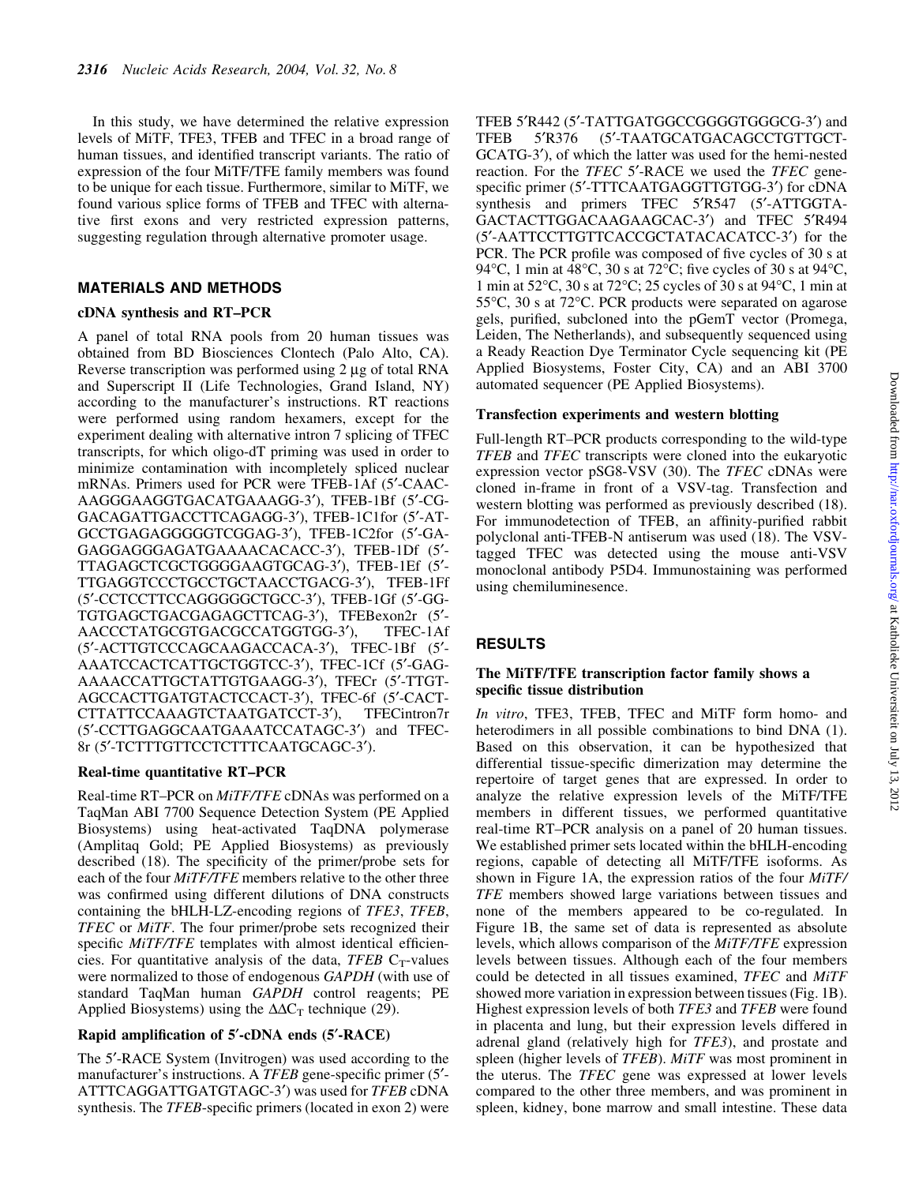In this study, we have determined the relative expression levels of MiTF, TFE3, TFEB and TFEC in a broad range of human tissues, and identified transcript variants. The ratio of expression of the four MiTF/TFE family members was found to be unique for each tissue. Furthermore, similar to MiTF, we found various splice forms of TFEB and TFEC with alternative first exons and very restricted expression patterns, suggesting regulation through alternative promoter usage.

## MATERIALS AND METHODS

### cDNA synthesis and RT–PCR

A panel of total RNA pools from 20 human tissues was obtained from BD Biosciences Clontech (Palo Alto, CA). Reverse transcription was performed using 2 µg of total RNA and Superscript II (Life Technologies, Grand Island, NY) according to the manufacturer's instructions. RT reactions were performed using random hexamers, except for the experiment dealing with alternative intron 7 splicing of TFEC transcripts, for which oligo-dT priming was used in order to minimize contamination with incompletely spliced nuclear mRNAs. Primers used for PCR were TFEB-1Af (5′-CAACAAGGGAAGGTGACATGAAAGG-3′), TFEB-1Bf (5′-CGGACAGATTGACCTTCAGAGG-3′), TFEB-1C1for (5′-ATGCCTGAGAGGGGGTCGGAG-3′), TFEB-1C2for (5′-GAGAGGAGGGAGATGAAAACACACC-3′), TFEB-1Df (5′-TTAGAGCTCGCTGGGGAAGTGCAG-3′), TFEB-1Ef (5′-TTGAGGTCCCTGCCTGCTAACCTGACG-3′), TFEB-1Ff (5′-CCTCCTTCCAGGGGGCTGCC-3′), TFEB-1Gf (5′-GGTGTGAGCTGACGAGAGCTTCAG-3′), TFEBexon2r (5′-AACCCTATGCGTGACGCCATGGTGG-3′), TFEC-1Af (5′-ACTTGTCCCAGCAAGACCACA-3′), TFEC-1Bf (5′-AAATCCACTCATTGCTGGTCC-3′), TFEC-1Cf (5′-GAGAAAACCATTGCTATTGTGAAGG-3′), TFECr (5′-TTGTAGCCACTTGATGTACTCCACT-3′), TFEC-6f (5′-CACTCTTATTCCAAAGTCTAATGATCCT-3′), TFECintron7r (5′-CCTTGAGGCAATGAAATCCATAGC-3′) and TFEC-8r (5′-TCTTTGTTCCTCTTTCAATGCAGC-3′).

### Real-time quantitative RT–PCR

Real-time RT–PCR on *MiTF/TFE* cDNAs was performed on a TaqMan ABI 7700 Sequence Detection System (PE Applied Biosystems) using heat-activated TaqDNA polymerase (Amplitaq Gold; PE Applied Biosystems) as previously described (18). The specificity of the primer/probe sets for each of the four *MiTF/TFE* members relative to the other three was confirmed using different dilutions of DNA constructs containing the bHLH-LZ-encoding regions of *TFE3*, *TFEB*, *TFEC* or *MiTF*. The four primer/probe sets recognized their specific *MiTF/TFE* templates with almost identical efficiencies. For quantitative analysis of the data, *TFEB* $C_T$-values were normalized to those of endogenous *GAPDH* (with use of standard TaqMan human *GAPDH* control reagents; PE Applied Biosystems) using the $\Delta\Delta C_T$ technique (29).

### Rapid amplification of 5′-cDNA ends (5′-RACE)

The 5′-RACE System (Invitrogen) was used according to the manufacturer's instructions. A *TFEB* gene-specific primer (5′-ATTTCAGGATTGATGTAGC-3′) was used for *TFEB* cDNA synthesis. The *TFEB*-specific primers (located in exon 2) were TFEB 5′R442 (5′-TATTGATGGCCGGGGTGGGCG-3′) and TFEB 5′R376 (5′-TAATGCATGACAGCCTGTTGCTGCATG-3′), of which the latter was used for the hemi-nested reaction. For the *TFEC* 5′-RACE we used the *TFEC* gene-specific primer (5′-TTTCAATGAGGTTGTGG-3′) for cDNA synthesis and primers TFEC 5′R547 (5′-ATTGGTAGACTACTTGGACAAGAAGCAC-3′) and TFEC 5′R494 (5′-AATTCCTTGTTCACCGCTATACACATCC-3′) for the PCR. The PCR profile was composed of five cycles of 30 s at 94°C, 1 min at 48°C, 30 s at 72°C; five cycles of 30 s at 94°C, 1 min at 52°C, 30 s at 72°C; 25 cycles of 30 s at 94°C, 1 min at 55°C, 30 s at 72°C. PCR products were separated on agarose gels, purified, subcloned into the pGemT vector (Promega, Leiden, The Netherlands), and subsequently sequenced using a Ready Reaction Dye Terminator Cycle sequencing kit (PE Applied Biosystems, Foster City, CA) and an ABI 3700 automated sequencer (PE Applied Biosystems).

### Transfection experiments and western blotting

Full-length RT–PCR products corresponding to the wild-type *TFEB* and *TFEC* transcripts were cloned into the eukaryotic expression vector pSG8-VSV (30). The *TFEC* cDNAs were cloned in-frame in front of a VSV-tag. Transfection and western blotting was performed as previously described (18). For immunodetection of TFEB, an affinity-purified rabbit polyclonal anti-TFEB-N antiserum was used (18). The VSV-tagged TFEC was detected using the mouse anti-VSV monoclonal antibody P5D4. Immunostaining was performed using chemiluminesence.

## RESULTS

### The MiTF/TFE transcription factor family shows a specific tissue distribution

*In vitro*, TFE3, TFEB, TFEC and MiTF form homo- and heterodimers in all possible combinations to bind DNA (1). Based on this observation, it can be hypothesized that differential tissue-specific dimerization may determine the repertoire of target genes that are expressed. In order to analyze the relative expression levels of the MiTF/TFE members in different tissues, we performed quantitative real-time RT–PCR analysis on a panel of 20 human tissues. We established primer sets located within the bHLH-encoding regions, capable of detecting all MiTF/TFE isoforms. As shown in Figure 1A, the expression ratios of the four *MiTF/TFE* members showed large variations between tissues and none of the members appeared to be co-regulated. In Figure 1B, the same set of data is represented as absolute levels, which allows comparison of the *MiTF/TFE* expression levels between tissues. Although each of the four members could be detected in all tissues examined, *TFEC* and *MiTF* showed more variation in expression between tissues (Fig. 1B). Highest expression levels of both *TFE3* and *TFEB* were found in placenta and lung, but their expression levels differed in adrenal gland (relatively high for *TFE3*), and prostate and spleen (higher levels of *TFEB*). *MiTF* was most prominent in the uterus. The *TFEC* gene was expressed at lower levels compared to the other three members, and was prominent in spleen, kidney, bone marrow and small intestine. These data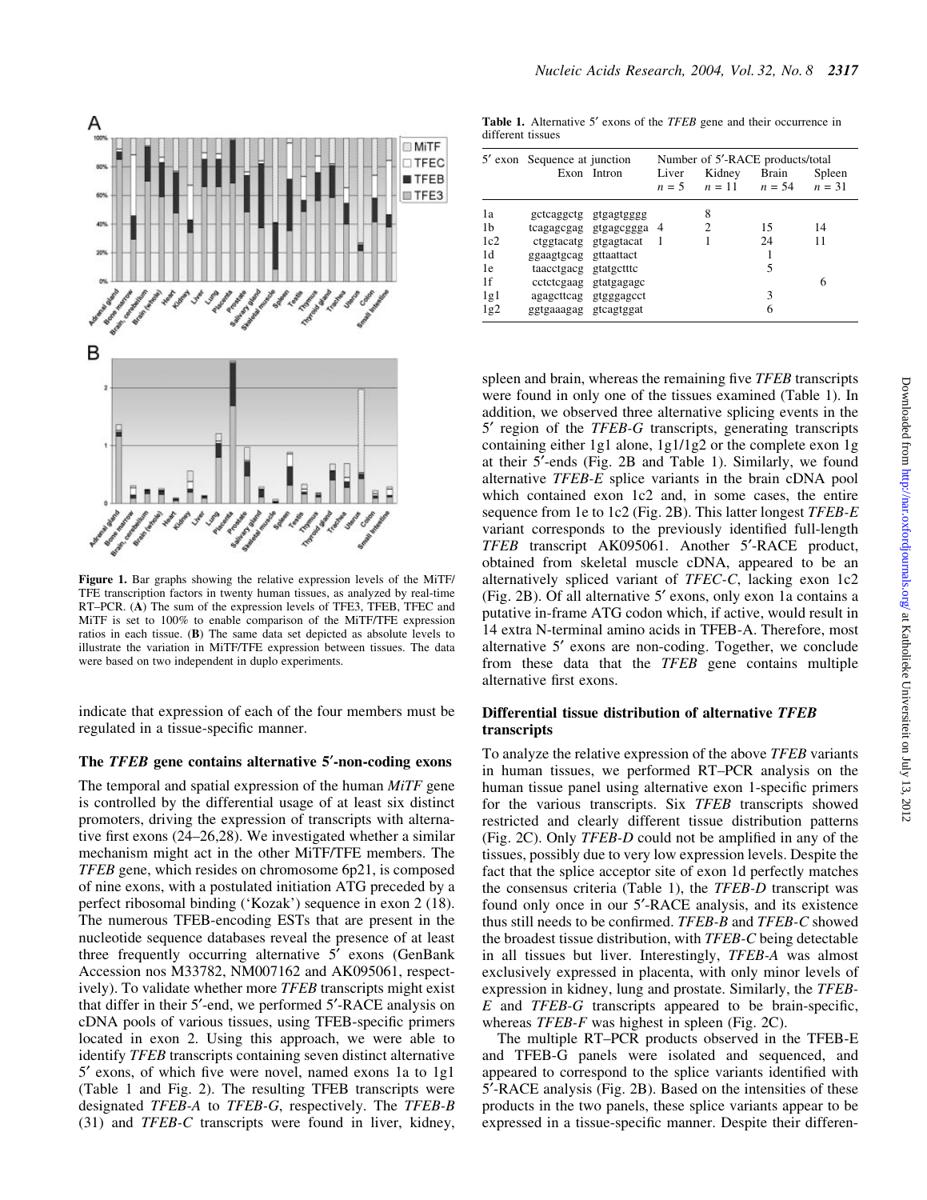Figure 1. Bar graphs showing the relative expression levels of the MiTF/TFE transcription factors in twenty human tissues, as analyzed by real-time RT–PCR. (A) The sum of the expression levels of TFE3, TFEB, TFEC and MiTF is set to 100% to enable comparison of the MiTF/TFE expression ratios in each tissue. (B) The same data set depicted as absolute levels to illustrate the variation in MiTF/TFE expression between tissues. The data were based on two independent in duplo experiments.

indicate that expression of each of the four members must be regulated in a tissue-specific manner.

### The *TFEB* gene contains alternative 5′-non-coding exons

The temporal and spatial expression of the human *MiTF* gene is controlled by the differential usage of at least six distinct promoters, driving the expression of transcripts with alternative first exons (24–26,28). We investigated whether a similar mechanism might act in the other MiTF/TFE members. The *TFEB* gene, which resides on chromosome 6p21, is composed of nine exons, with a postulated initiation ATG preceded by a perfect ribosomal binding ('Kozak') sequence in exon 2 (18). The numerous TFEB-encoding ESTs that are present in the nucleotide sequence databases reveal the presence of at least three frequently occurring alternative 5′ exons (GenBank Accession nos M33782, NM007162 and AK095061, respectively). To validate whether more *TFEB* transcripts might exist that differ in their 5′-end, we performed 5′-RACE analysis on cDNA pools of various tissues, using TFEB-specific primers located in exon 2. Using this approach, we were able to identify *TFEB* transcripts containing seven distinct alternative 5′ exons, of which five were novel, named exons 1a to 1g1 (Table 1 and Fig. 2). The resulting TFEB transcripts were designated *TFEB-A* to *TFEB-G*, respectively. The *TFEB-B* (31) and *TFEB-C* transcripts were found in liver, kidney,

**Table 1.** Alternative 5′ exons of the *TFEB* gene and their occurrence in different tissues

| 5′ exon | Sequence at junction | | Number of 5′-RACE products/total | | | |
|---|---|---|---|---|---|---|
| | Exon | Intron | Liver $n = 5$ | Kidney $n = 11$ | Brain $n = 54$ | Spleen $n = 31$ |
| 1a | gctcaggctg | gtgagtgggg | | 8 | | |
| 1b | tcagagcgag | gtgagcggga | 4 | 2 | 15 | 14 |
| 1c2 | ctggtacatg | gtgagtacat | 1 | 1 | 24 | 11 |
| 1d | ggaagtgcag | gttaattact | | | 1 | |
| 1e | taacctgacg | gtatgctttc | | | 5 | |
| 1f | cctctcgaag | gtatgagagc | | | | 6 |
| 1g1 | agagcttcag | gtgggagcct | | | 3 | |
| 1g2 | ggtgaaagag | gtcagtggat | | | 6 | |

spleen and brain, whereas the remaining five *TFEB* transcripts were found in only one of the tissues examined (Table 1). In addition, we observed three alternative splicing events in the 5′ region of the *TFEB-G* transcripts, generating transcripts containing either 1g1 alone, 1g1/1g2 or the complete exon 1g at their 5′-ends (Fig. 2B and Table 1). Similarly, we found alternative *TFEB-E* splice variants in the brain cDNA pool which contained exon 1c2 and, in some cases, the entire sequence from 1e to 1c2 (Fig. 2B). This latter longest *TFEB-E* variant corresponds to the previously identified full-length *TFEB* transcript AK095061. Another 5′-RACE product, obtained from skeletal muscle cDNA, appeared to be an alternatively spliced variant of *TFEC-C*, lacking exon 1c2 (Fig. 2B). Of all alternative 5′ exons, only exon 1a contains a putative in-frame ATG codon which, if active, would result in 14 extra N-terminal amino acids in TFEB-A. Therefore, most alternative 5′ exons are non-coding. Together, we conclude from these data that the *TFEB* gene contains multiple alternative first exons.

### Differential tissue distribution of alternative *TFEB* transcripts

To analyze the relative expression of the above *TFEB* variants in human tissues, we performed RT–PCR analysis on the human tissue panel using alternative exon 1-specific primers for the various transcripts. Six *TFEB* transcripts showed restricted and clearly different tissue distribution patterns (Fig. 2C). Only *TFEB-D* could not be amplified in any of the tissues, possibly due to very low expression levels. Despite the fact that the splice acceptor site of exon 1d perfectly matches the consensus criteria (Table 1), the *TFEB-D* transcript was found only once in our 5′-RACE analysis, and its existence thus still needs to be confirmed. *TFEB-B* and *TFEB-C* showed the broadest tissue distribution, with *TFEB-C* being detectable in all tissues but liver. Interestingly, *TFEB-A* was almost exclusively expressed in placenta, with only minor levels of expression in kidney, lung and prostate. Similarly, the *TFEB-E* and *TFEB-G* transcripts appeared to be brain-specific, whereas *TFEB-F* was highest in spleen (Fig. 2C).

The multiple RT–PCR products observed in the TFEB-E and TFEB-G panels were isolated and sequenced, and appeared to correspond to the splice variants identified with 5′-RACE analysis (Fig. 2B). Based on the intensities of these products in the two panels, these splice variants appear to be expressed in a tissue-specific manner. Despite their differen-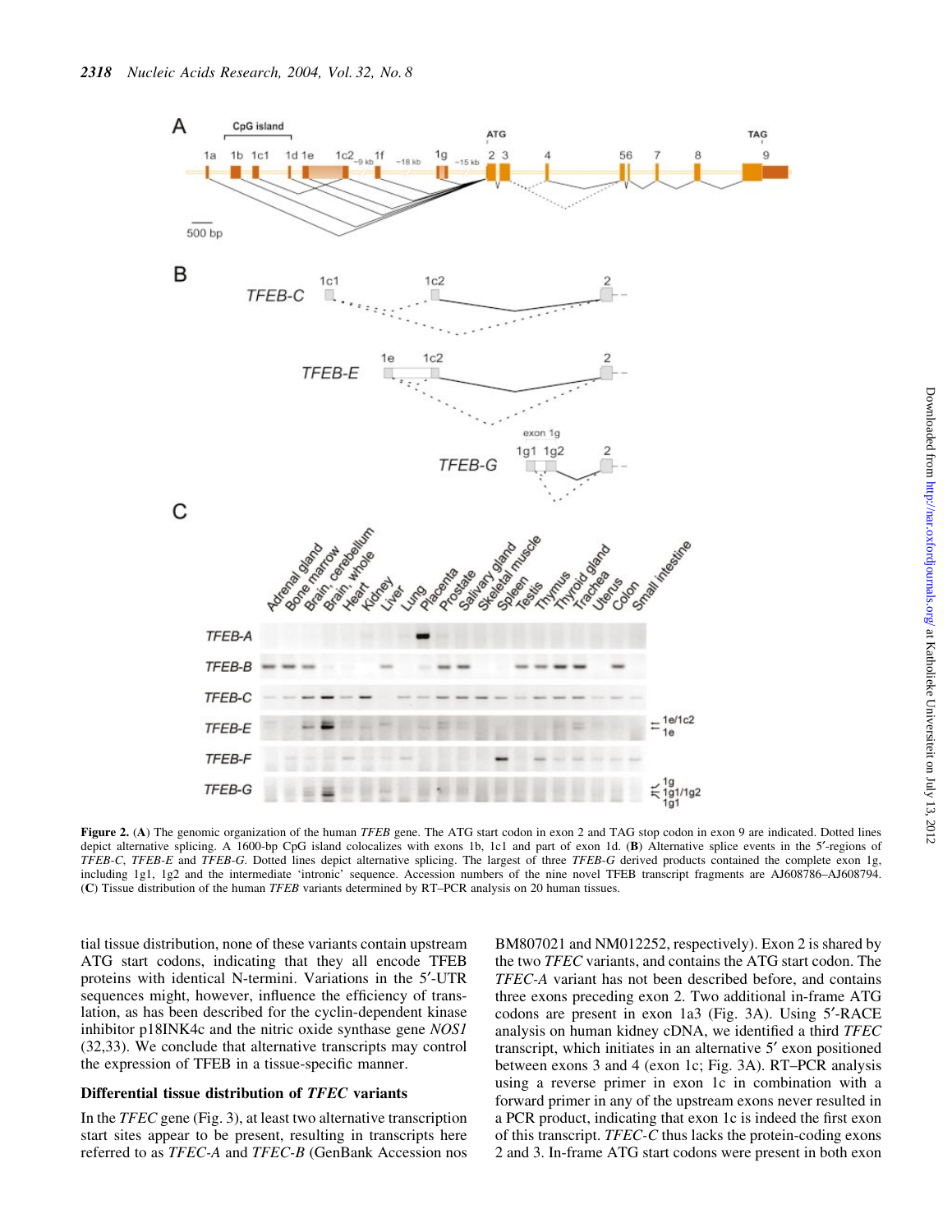**Figure 2.** (**A**) The genomic organization of the human *TFEB* gene. The ATG start codon in exon 2 and TAG stop codon in exon 9 are indicated. Dotted lines depict alternative splicing. A 1600-bp CpG island colocalizes with exons 1b, 1c1 and part of exon 1d. (**B**) Alternative splice events in the 5′-regions of *TFEB-C*, *TFEB-E* and *TFEB-G*. Dotted lines depict alternative splicing. The largest of three *TFEB-G* derived products contained the complete exon 1g, including 1g1, 1g2 and the intermediate 'intronic' sequence. Accession numbers of the nine novel TFEB transcript fragments are AJ608786–AJ608794. (**C**) Tissue distribution of the human *TFEB* variants determined by RT–PCR analysis on 20 human tissues.

tial tissue distribution, none of these variants contain upstream ATG start codons, indicating that they all encode TFEB proteins with identical N-termini. Variations in the 5′-UTR sequences might, however, influence the efficiency of translation, as has been described for the cyclin-dependent kinase inhibitor p18INK4c and the nitric oxide synthase gene *NOS1* (32,33). We conclude that alternative transcripts may control the expression of TFEB in a tissue-specific manner.

### Differential tissue distribution of *TFEC* variants

In the *TFEC* gene (Fig. 3), at least two alternative transcription start sites appear to be present, resulting in transcripts here referred to as *TFEC-A* and *TFEC-B* (GenBank Accession nos BM807021 and NM012252, respectively). Exon 2 is shared by the two *TFEC* variants, and contains the ATG start codon. The *TFEC-A* variant has not been described before, and contains three exons preceding exon 2. Two additional in-frame ATG codons are present in exon 1a3 (Fig. 3A). Using 5′-RACE analysis on human kidney cDNA, we identified a third *TFEC* transcript, which initiates in an alternative 5′ exon positioned between exons 3 and 4 (exon 1c; Fig. 3A). RT–PCR analysis using a reverse primer in exon 1c in combination with a forward primer in any of the upstream exons never resulted in a PCR product, indicating that exon 1c is indeed the first exon of this transcript. *TFEC-C* thus lacks the protein-coding exons 2 and 3. In-frame ATG start codons were present in both exon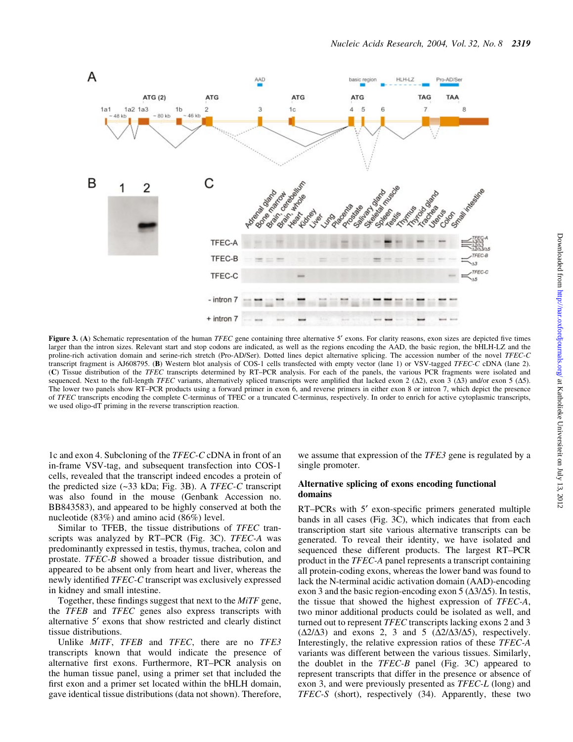**Figure 3.** (**A**) Schematic representation of the human *TFEC* gene containing three alternative 5′ exons. For clarity reasons, exon sizes are depicted five times larger than the intron sizes. Relevant start and stop codons are indicated, as well as the regions encoding the AAD, the basic region, the bHLH-LZ and the proline-rich activation domain and serine-rich stretch (Pro-AD/Ser). Dotted lines depict alternative splicing. The accession number of the novel *TFEC-C* transcript fragment is AJ608795. (**B**) Western blot analysis of COS-1 cells transfected with empty vector (lane 1) or VSV-tagged *TFEC-C* cDNA (lane 2). (**C**) Tissue distribution of the *TFEC* transcripts determined by RT–PCR analysis. For each of the panels, the various PCR fragments were isolated and sequenced. Next to the full-length *TFEC* variants, alternatively spliced transcripts were amplified that lacked exon 2 (Δ2), exon 3 (Δ3) and/or exon 5 (Δ5). The lower two panels show RT–PCR products using a forward primer in exon 6, and reverse primers in either exon 8 or intron 7, which depict the presence of *TFEC* transcripts encoding the complete C-terminus of TFEC or a truncated C-terminus, respectively. In order to enrich for active cytoplasmic transcripts, we used oligo-dT priming in the reverse transcription reaction.

1c and exon 4. Subcloning of the *TFEC-C* cDNA in front of an in-frame VSV-tag, and subsequent transfection into COS-1 cells, revealed that the transcript indeed encodes a protein of the predicted size (~33 kDa; Fig. 3B). A *TFEC-C* transcript was also found in the mouse (Genbank Accession no. BB843583), and appeared to be highly conserved at both the nucleotide (83%) and amino acid (86%) level.

Similar to TFEB, the tissue distributions of *TFEC* transcripts was analyzed by RT–PCR (Fig. 3C). *TFEC-A* was predominantly expressed in testis, thymus, trachea, colon and prostate. *TFEC-B* showed a broader tissue distribution, and appeared to be absent only from heart and liver, whereas the newly identified *TFEC-C* transcript was exclusively expressed in kidney and small intestine.

Together, these findings suggest that next to the *MiTF* gene, the *TFEB* and *TFEC* genes also express transcripts with alternative 5′ exons that show restricted and clearly distinct tissue distributions.

Unlike *MiTF*, *TFEB* and *TFEC*, there are no *TFE3* transcripts known that would indicate the presence of alternative first exons. Furthermore, RT–PCR analysis on the human tissue panel, using a primer set that included the first exon and a primer set located within the bHLH domain, gave identical tissue distributions (data not shown). Therefore, we assume that expression of the *TFE3* gene is regulated by a single promoter.

### Alternative splicing of exons encoding functional domains

RT–PCRs with 5′ exon-specific primers generated multiple bands in all cases (Fig. 3C), which indicates that from each transcription start site various alternative transcripts can be generated. To reveal their identity, we have isolated and sequenced these different products. The largest RT–PCR product in the *TFEC-A* panel represents a transcript containing all protein-coding exons, whereas the lower band was found to lack the N-terminal acidic activation domain (AAD)-encoding exon 3 and the basic region-encoding exon 5 (Δ3/Δ5). In testis, the tissue that showed the highest expression of *TFEC-A*, two minor additional products could be isolated as well, and turned out to represent *TFEC* transcripts lacking exons 2 and 3 (Δ2/Δ3) and exons 2, 3 and 5 (Δ2/Δ3/Δ5), respectively. Interestingly, the relative expression ratios of these *TFEC-A* variants was different between the various tissues. Similarly, the doublet in the *TFEC-B* panel (Fig. 3C) appeared to represent transcripts that differ in the presence or absence of exon 3, and were previously presented as *TFEC-L* (long) and *TFEC-S* (short), respectively (34). Apparently, these two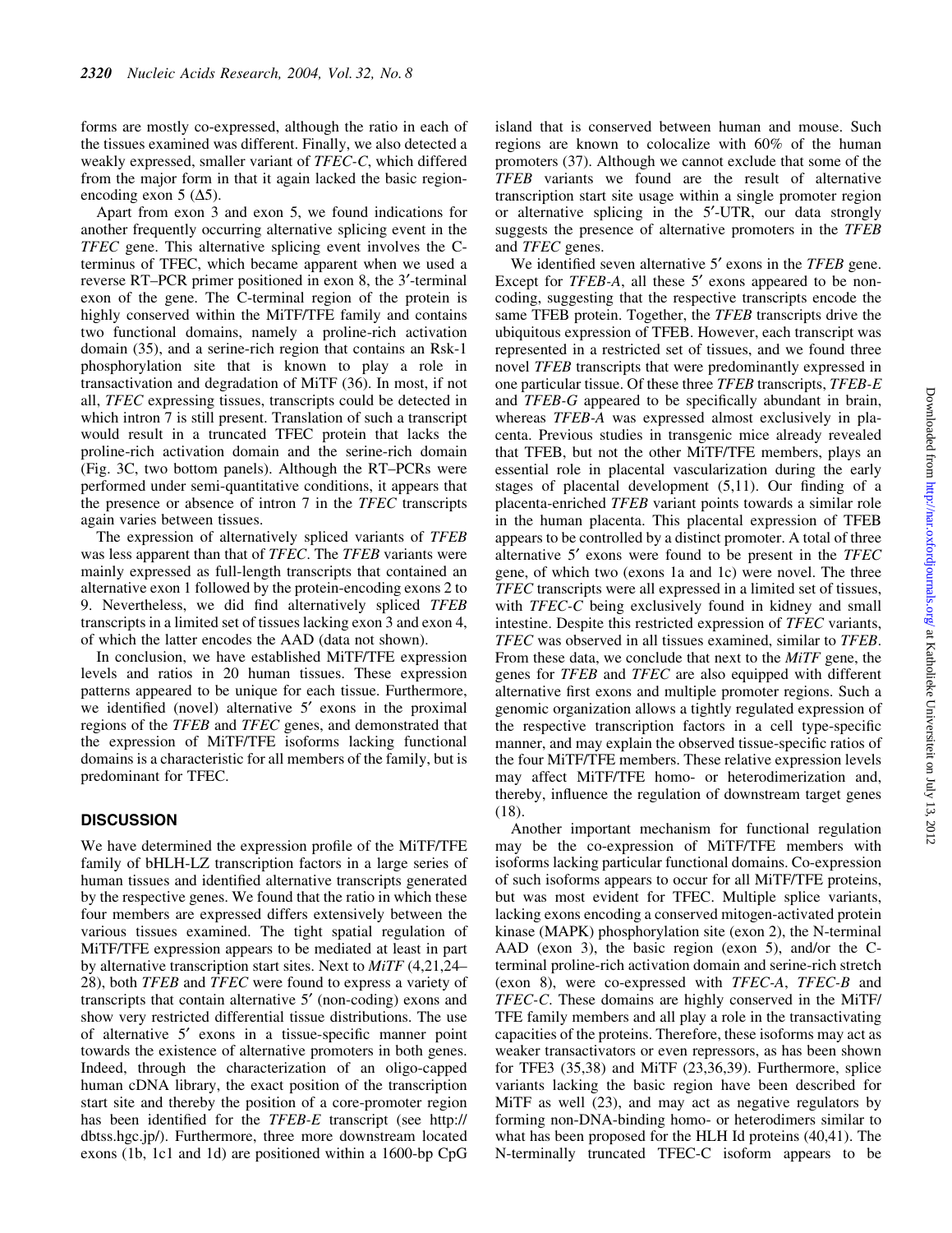forms are mostly co-expressed, although the ratio in each of the tissues examined was different. Finally, we also detected a weakly expressed, smaller variant of *TFEC-C*, which differed from the major form in that it again lacked the basic region-encoding exon 5 (Δ5).

Apart from exon 3 and exon 5, we found indications for another frequently occurring alternative splicing event in the *TFEC* gene. This alternative splicing event involves the C-terminus of TFEC, which became apparent when we used a reverse RT–PCR primer positioned in exon 8, the 3′-terminal exon of the gene. The C-terminal region of the protein is highly conserved within the MiTF/TFE family and contains two functional domains, namely a proline-rich activation domain (35), and a serine-rich region that contains an Rsk-1 phosphorylation site that is known to play a role in transactivation and degradation of MiTF (36). In most, if not all, *TFEC* expressing tissues, transcripts could be detected in which intron 7 is still present. Translation of such a transcript would result in a truncated TFEC protein that lacks the proline-rich activation domain and the serine-rich domain (Fig. 3C, two bottom panels). Although the RT–PCRs were performed under semi-quantitative conditions, it appears that the presence or absence of intron 7 in the *TFEC* transcripts again varies between tissues.

The expression of alternatively spliced variants of *TFEB* was less apparent than that of *TFEC*. The *TFEB* variants were mainly expressed as full-length transcripts that contained an alternative exon 1 followed by the protein-encoding exons 2 to 9. Nevertheless, we did find alternatively spliced *TFEB* transcripts in a limited set of tissues lacking exon 3 and exon 4, of which the latter encodes the AAD (data not shown).

In conclusion, we have established MiTF/TFE expression levels and ratios in 20 human tissues. These expression patterns appeared to be unique for each tissue. Furthermore, we identified (novel) alternative 5′ exons in the proximal regions of the *TFEB* and *TFEC* genes, and demonstrated that the expression of MiTF/TFE isoforms lacking functional domains is a characteristic for all members of the family, but is predominant for TFEC.

## DISCUSSION

We have determined the expression profile of the MiTF/TFE family of bHLH-LZ transcription factors in a large series of human tissues and identified alternative transcripts generated by the respective genes. We found that the ratio in which these four members are expressed differs extensively between the various tissues examined. The tight spatial regulation of MiTF/TFE expression appears to be mediated at least in part by alternative transcription start sites. Next to *MiTF* (4,21,24–28), both *TFEB* and *TFEC* were found to express a variety of transcripts that contain alternative 5′ (non-coding) exons and show very restricted differential tissue distributions. The use of alternative 5′ exons in a tissue-specific manner point towards the existence of alternative promoters in both genes. Indeed, through the characterization of an oligo-capped human cDNA library, the exact position of the transcription start site and thereby the position of a core-promoter region has been identified for the *TFEB-E* transcript (see http://dbtss.hgc.jp/). Furthermore, three more downstream located exons (1b, 1c1 and 1d) are positioned within a 1600-bp CpG island that is conserved between human and mouse. Such regions are known to colocalize with 60% of the human promoters (37). Although we cannot exclude that some of the *TFEB* variants we found are the result of alternative transcription start site usage within a single promoter region or alternative splicing in the 5′-UTR, our data strongly suggests the presence of alternative promoters in the *TFEB* and *TFEC* genes.

We identified seven alternative 5′ exons in the *TFEB* gene. Except for *TFEB-A*, all these 5′ exons appeared to be non-coding, suggesting that the respective transcripts encode the same TFEB protein. Together, the *TFEB* transcripts drive the ubiquitous expression of TFEB. However, each transcript was represented in a restricted set of tissues, and we found three novel *TFEB* transcripts that were predominantly expressed in one particular tissue. Of these three *TFEB* transcripts, *TFEB-E* and *TFEB-G* appeared to be specifically abundant in brain, whereas *TFEB-A* was expressed almost exclusively in placenta. Previous studies in transgenic mice already revealed that TFEB, but not the other MiTF/TFE members, plays an essential role in placental vascularization during the early stages of placental development (5,11). Our finding of a placenta-enriched *TFEB* variant points towards a similar role in the human placenta. This placental expression of TFEB appears to be controlled by a distinct promoter. A total of three alternative 5′ exons were found to be present in the *TFEC* gene, of which two (exons 1a and 1c) were novel. The three *TFEC* transcripts were all expressed in a limited set of tissues, with *TFEC-C* being exclusively found in kidney and small intestine. Despite this restricted expression of *TFEC* variants, *TFEC* was observed in all tissues examined, similar to *TFEB*. From these data, we conclude that next to the *MiTF* gene, the genes for *TFEB* and *TFEC* are also equipped with different alternative first exons and multiple promoter regions. Such a genomic organization allows a tightly regulated expression of the respective transcription factors in a cell type-specific manner, and may explain the observed tissue-specific ratios of the four MiTF/TFE members. These relative expression levels may affect MiTF/TFE homo- or heterodimerization and, thereby, influence the regulation of downstream target genes (18).

Another important mechanism for functional regulation may be the co-expression of MiTF/TFE members with isoforms lacking particular functional domains. Co-expression of such isoforms appears to occur for all MiTF/TFE proteins, but was most evident for TFEC. Multiple splice variants, lacking exons encoding a conserved mitogen-activated protein kinase (MAPK) phosphorylation site (exon 2), the N-terminal AAD (exon 3), the basic region (exon 5), and/or the C-terminal proline-rich activation domain and serine-rich stretch (exon 8), were co-expressed with *TFEC-A*, *TFEC-B* and *TFEC-C*. These domains are highly conserved in the MiTF/TFE family members and all play a role in the transactivating capacities of the proteins. Therefore, these isoforms may act as weaker transactivators or even repressors, as has been shown for TFE3 (35,38) and MiTF (23,36,39). Furthermore, splice variants lacking the basic region have been described for MiTF as well (23), and may act as negative regulators by forming non-DNA-binding homo- or heterodimers similar to what has been proposed for the HLH Id proteins (40,41). The N-terminally truncated TFEC-C isoform appears to be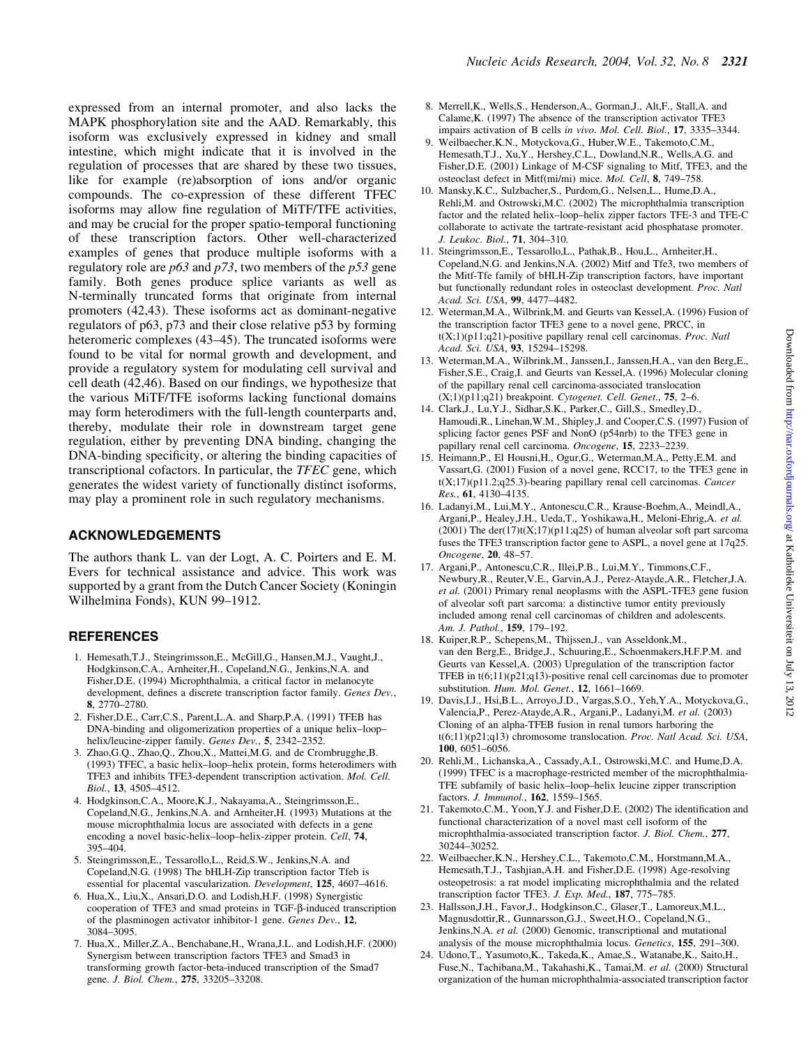expressed from an internal promoter, and also lacks the MAPK phosphorylation site and the AAD. Remarkably, this isoform was exclusively expressed in kidney and small intestine, which might indicate that it is involved in the regulation of processes that are shared by these two tissues, like for example (re)absorption of ions and/or organic compounds. The co-expression of these different TFEC isoforms may allow fine regulation of MiTF/TFE activities, and may be crucial for the proper spatio-temporal functioning of these transcription factors. Other well-characterized examples of genes that produce multiple isoforms with a regulatory role are *p63* and *p73*, two members of the *p53* gene family. Both genes produce splice variants as well as N-terminally truncated forms that originate from internal promoters (42,43). These isoforms act as dominant-negative regulators of p63, p73 and their close relative p53 by forming heteromeric complexes (43–45). The truncated isoforms were found to be vital for normal growth and development, and provide a regulatory system for modulating cell survival and cell death (42,46). Based on our findings, we hypothesize that the various MiTF/TFE isoforms lacking functional domains may form heterodimers with the full-length counterparts and, thereby, modulate their role in downstream target gene regulation, either by preventing DNA binding, changing the DNA-binding specificity, or altering the binding capacities of transcriptional cofactors. In particular, the *TFEC* gene, which generates the widest variety of functionally distinct isoforms, may play a prominent role in such regulatory mechanisms.

## ACKNOWLEDGEMENTS

The authors thank L. van der Logt, A. C. Poirters and E. M. Evers for technical assistance and advice. This work was supported by a grant from the Dutch Cancer Society (Koningin Wilhelmina Fonds), KUN 99–1912.

## REFERENCES

1. Hemesath,T.J., Steingrimsson,E., McGill,G., Hansen,M.J., Vaught,J., Hodgkinson,C.A., Arnheiter,H., Copeland,N.G., Jenkins,N.A. and Fisher,D.E. (1994) Microphthalmia, a critical factor in melanocyte development, defines a discrete transcription factor family. *Genes Dev.*, **8**, 2770–2780.
2. Fisher,D.E., Carr,C.S., Parent,L.A. and Sharp,P.A. (1991) TFEB has DNA-binding and oligomerization properties of a unique helix–loop–helix/leucine-zipper family. *Genes Dev.*, **5**, 2342–2352.
3. Zhao,G.Q., Zhao,Q., Zhou,X., Mattei,M.G. and de Crombrugghe,B. (1993) TFEC, a basic helix–loop–helix protein, forms heterodimers with TFE3 and inhibits TFE3-dependent transcription activation. *Mol. Cell. Biol.*, **13**, 4505–4512.
4. Hodgkinson,C.A., Moore,K.J., Nakayama,A., Steingrimsson,E., Copeland,N.G., Jenkins,N.A. and Arnheiter,H. (1993) Mutations at the mouse microphthalmia locus are associated with defects in a gene encoding a novel basic-helix–loop–helix-zipper protein. *Cell*, **74**, 395–404.
5. Steingrimsson,E., Tessarollo,L., Reid,S.W., Jenkins,N.A. and Copeland,N.G. (1998) The bHLH-Zip transcription factor Tfeb is essential for placental vascularization. *Development*, **125**, 4607–4616.
6. Hua,X., Liu,X., Ansari,D.O. and Lodish,H.F. (1998) Synergistic cooperation of TFE3 and smad proteins in TGF-β-induced transcription of the plasminogen activator inhibitor-1 gene. *Genes Dev.*, **12**, 3084–3095.
7. Hua,X., Miller,Z.A., Benchabane,H., Wrana,J.L. and Lodish,H.F. (2000) Synergism between transcription factors TFE3 and Smad3 in transforming growth factor-beta-induced transcription of the Smad7 gene. *J. Biol. Chem.*, **275**, 33205–33208.
8. Merrell,K., Wells,S., Henderson,A., Gorman,J., Alt,F., Stall,A. and Calame,K. (1997) The absence of the transcription activator TFE3 impairs activation of B cells *in vivo*. *Mol. Cell. Biol.*, **17**, 3335–3344.
9. Weilbaecher,K.N., Motyckova,G., Huber,W.E., Takemoto,C.M., Hemesath,T.J., Xu,Y., Hershey,C.L., Dowland,N.R., Wells,A.G. and Fisher,D.E. (2001) Linkage of M-CSF signaling to Mitf, TFE3, and the osteoclast defect in Mitf(mi/mi) mice. *Mol. Cell*, **8**, 749–758.
10. Mansky,K.C., Sulzbacher,S., Purdom,G., Nelsen,L., Hume,D.A., Rehli,M. and Ostrowski,M.C. (2002) The microphthalmia transcription factor and the related helix–loop–helix zipper factors TFE-3 and TFE-C collaborate to activate the tartrate-resistant acid phosphatase promoter. *J. Leukoc. Biol.*, **71**, 304–310.
11. Steingrimsson,E., Tessarollo,L., Pathak,B., Hou,L., Arnheiter,H., Copeland,N.G. and Jenkins,N.A. (2002) Mitf and Tfe3, two members of the Mitf-Tfe family of bHLH-Zip transcription factors, have important but functionally redundant roles in osteoclast development. *Proc. Natl Acad. Sci. USA*, **99**, 4477–4482.
12. Weterman,M.A., Wilbrink,M. and Geurts van Kessel,A. (1996) Fusion of the transcription factor TFE3 gene to a novel gene, PRCC, in t(X;1)(p11;q21)-positive papillary renal cell carcinomas. *Proc. Natl Acad. Sci. USA*, **93**, 15294–15298.
13. Weterman,M.A., Wilbrink,M., Janssen,I., Janssen,H.A., van den Berg,E., Fisher,S.E., Craig,I. and Geurts van Kessel,A. (1996) Molecular cloning of the papillary renal cell carcinoma-associated translocation (X;1)(p11;q21) breakpoint. *Cytogenet. Cell. Genet.*, **75**, 2–6.
14. Clark,J., Lu,Y.J., Sidhar,S.K., Parker,C., Gill,S., Smedley,D., Hamoudi,R., Linehan,W.M., Shipley,J. and Cooper,C.S. (1997) Fusion of splicing factor genes PSF and NonO (p54nrb) to the TFE3 gene in papillary renal cell carcinoma. *Oncogene*, **15**, 2233–2239.
15. Heimann,P., El Housni,H., Ogur,G., Weterman,M.A., Petty,E.M. and Vassart,G. (2001) Fusion of a novel gene, RCC17, to the TFE3 gene in t(X;17)(p11.2;q25.3)-bearing papillary renal cell carcinomas. *Cancer Res.*, **61**, 4130–4135.
16. Ladanyi,M., Lui,M.Y., Antonescu,C.R., Krause-Boehm,A., Meindl,A., Argani,P., Healey,J.H., Ueda,T., Yoshikawa,H., Meloni-Ehrig,A. *et al.* (2001) The der(17)t(X;17)(p11;q25) of human alveolar soft part sarcoma fuses the TFE3 transcription factor gene to ASPL, a novel gene at 17q25. *Oncogene*, **20**, 48–57.
17. Argani,P., Antonescu,C.R., Illei,P.B., Lui,M.Y., Timmons,C.F., Newbury,R., Reuter,V.E., Garvin,A.J., Perez-Atayde,A.R., Fletcher,J.A. *et al.* (2001) Primary renal neoplasms with the ASPL-TFE3 gene fusion of alveolar soft part sarcoma: a distinctive tumor entity previously included among renal cell carcinomas of children and adolescents. *Am. J. Pathol.*, **159**, 179–192.
18. Kuiper,R.P., Schepens,M., Thijssen,J., van Asseldonk,M., van den Berg,E., Bridge,J., Schuuring,E., Schoenmakers,H.F.P.M. and Geurts van Kessel,A. (2003) Upregulation of the transcription factor TFEB in t(6;11)(p21;q13)-positive renal cell carcinomas due to promoter substitution. *Hum. Mol. Genet.*, **12**, 1661–1669.
19. Davis,I.J., Hsi,B.L., Arroyo,J.D., Vargas,S.O., Yeh,Y.A., Motyckova,G., Valencia,P., Perez-Atayde,A.R., Argani,P., Ladanyi,M. *et al.* (2003) Cloning of an alpha-TFEB fusion in renal tumors harboring the t(6;11)(p21;q13) chromosome translocation. *Proc. Natl Acad. Sci. USA*, **100**, 6051–6056.
20. Rehli,M., Lichanska,A., Cassady,A.I., Ostrowski,M.C. and Hume,D.A. (1999) TFEC is a macrophage-restricted member of the microphthalmia-TFE subfamily of basic helix–loop–helix leucine zipper transcription factors. *J. Immunol.*, **162**, 1559–1565.
21. Takemoto,C.M., Yoon,Y.J. and Fisher,D.E. (2002) The identification and functional characterization of a novel mast cell isoform of the microphthalmia-associated transcription factor. *J. Biol. Chem.*, **277**, 30244–30252.
22. Weilbaecher,K.N., Hershey,C.L., Takemoto,C.M., Horstmann,M.A., Hemesath,T.J., Tashjian,A.H. and Fisher,D.E. (1998) Age-resolving osteopetrosis: a rat model implicating microphthalmia and the related transcription factor TFE3. *J. Exp. Med.*, **187**, 775–785.
23. Hallsson,J.H., Favor,J., Hodgkinson,C., Glaser,T., Lamoreux,M.L., Magnusdottir,R., Gunnarsson,G.J., Sweet,H.O., Copeland,N.G., Jenkins,N.A. *et al.* (2000) Genomic, transcriptional and mutational analysis of the mouse microphthalmia locus. *Genetics*, **155**, 291–300.
24. Udono,T., Yasumoto,K., Takeda,K., Amae,S., Watanabe,K., Saito,H., Fuse,N., Tachibana,M., Takahashi,K., Tamai,M. *et al.* (2000) Structural organization of the human microphthalmia-associated transcription factor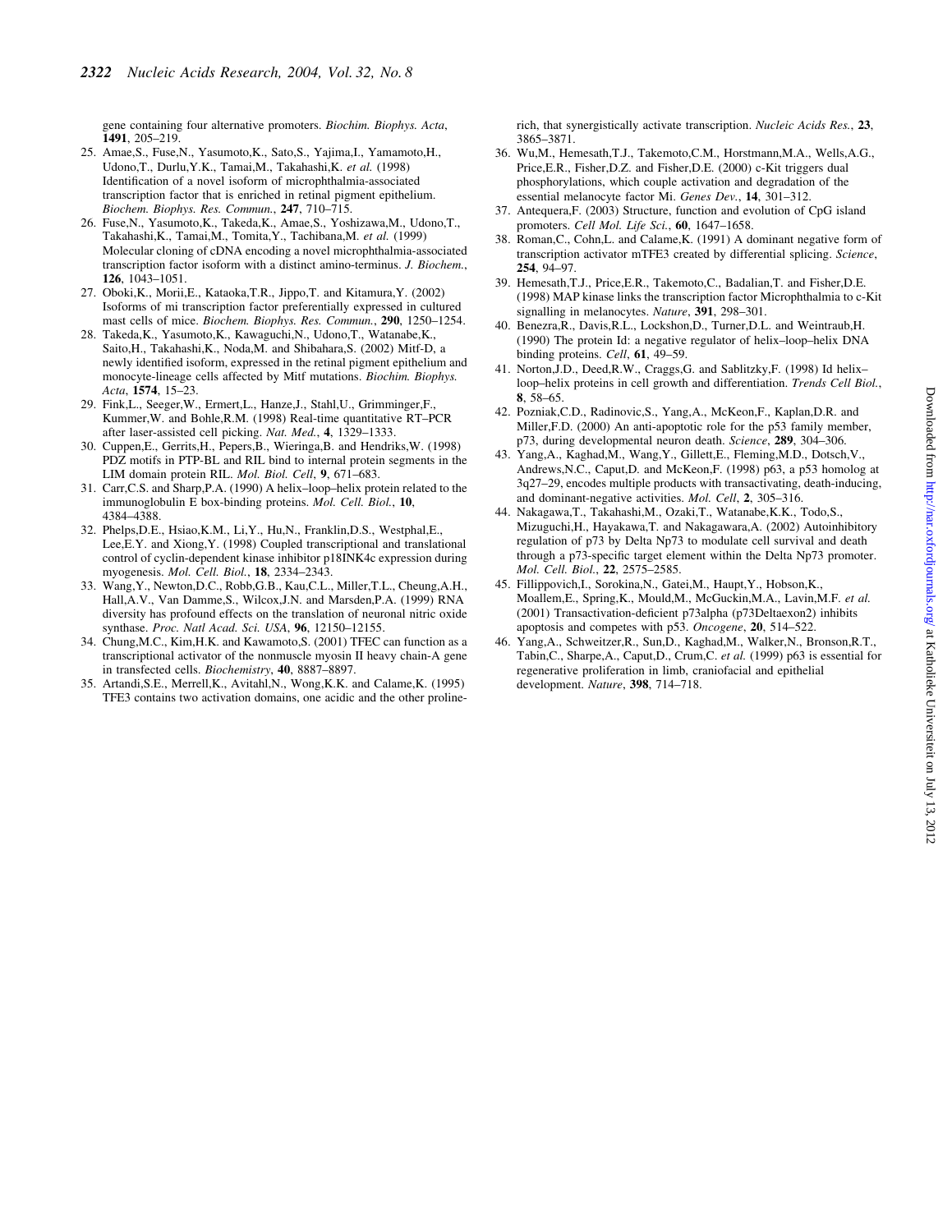gene containing four alternative promoters. *Biochim. Biophys. Acta*, **1491**, 205–219.

25. Amae,S., Fuse,N., Yasumoto,K., Sato,S., Yajima,I., Yamamoto,H., Udono,T., Durlu,Y.K., Tamai,M., Takahashi,K. *et al.* (1998) Identification of a novel isoform of microphthalmia-associated transcription factor that is enriched in retinal pigment epithelium. *Biochem. Biophys. Res. Commun.*, **247**, 710–715.
26. Fuse,N., Yasumoto,K., Takeda,K., Amae,S., Yoshizawa,M., Udono,T., Takahashi,K., Tamai,M., Tomita,Y., Tachibana,M. *et al.* (1999) Molecular cloning of cDNA encoding a novel microphthalmia-associated transcription factor isoform with a distinct amino-terminus. *J. Biochem.*, **126**, 1043–1051.
27. Oboki,K., Morii,E., Kataoka,T.R., Jippo,T. and Kitamura,Y. (2002) Isoforms of mi transcription factor preferentially expressed in cultured mast cells of mice. *Biochem. Biophys. Res. Commun.*, **290**, 1250–1254.
28. Takeda,K., Yasumoto,K., Kawaguchi,N., Udono,T., Watanabe,K., Saito,H., Takahashi,K., Noda,M. and Shibahara,S. (2002) Mitf-D, a newly identified isoform, expressed in the retinal pigment epithelium and monocyte-lineage cells affected by Mitf mutations. *Biochim. Biophys. Acta*, **1574**, 15–23.
29. Fink,L., Seeger,W., Ermert,L., Hanze,J., Stahl,U., Grimminger,F., Kummer,W. and Bohle,R.M. (1998) Real-time quantitative RT–PCR after laser-assisted cell picking. *Nat. Med.*, **4**, 1329–1333.
30. Cuppen,E., Gerrits,H., Pepers,B., Wieringa,B. and Hendriks,W. (1998) PDZ motifs in PTP-BL and RIL bind to internal protein segments in the LIM domain protein RIL. *Mol. Biol. Cell*, **9**, 671–683.
31. Carr,C.S. and Sharp,P.A. (1990) A helix–loop–helix protein related to the immunoglobulin E box-binding proteins. *Mol. Cell. Biol.*, **10**, 4384–4388.
32. Phelps,D.E., Hsiao,K.M., Li,Y., Hu,N., Franklin,D.S., Westphal,E., Lee,E.Y. and Xiong,Y. (1998) Coupled transcriptional and translational control of cyclin-dependent kinase inhibitor p18INK4c expression during myogenesis. *Mol. Cell. Biol.*, **18**, 2334–2343.
33. Wang,Y., Newton,D.C., Robb,G.B., Kau,C.L., Miller,T.L., Cheung,A.H., Hall,A.V., Van Damme,S., Wilcox,J.N. and Marsden,P.A. (1999) RNA diversity has profound effects on the translation of neuronal nitric oxide synthase. *Proc. Natl Acad. Sci. USA*, **96**, 12150–12155.
34. Chung,M.C., Kim,H.K. and Kawamoto,S. (2001) TFEC can function as a transcriptional activator of the nonmuscle myosin II heavy chain-A gene in transfected cells. *Biochemistry*, **40**, 8887–8897.
35. Artandi,S.E., Merrell,K., Avitahl,N., Wong,K.K. and Calame,K. (1995) TFE3 contains two activation domains, one acidic and the other proline-rich, that synergistically activate transcription. *Nucleic Acids Res.*, **23**, 3865–3871.
36. Wu,M., Hemesath,T.J., Takemoto,C.M., Horstmann,M.A., Wells,A.G., Price,E.R., Fisher,D.Z. and Fisher,D.E. (2000) c-Kit triggers dual phosphorylations, which couple activation and degradation of the essential melanocyte factor Mi. *Genes Dev.*, **14**, 301–312.
37. Antequera,F. (2003) Structure, function and evolution of CpG island promoters. *Cell Mol. Life Sci.*, **60**, 1647–1658.
38. Roman,C., Cohn,L. and Calame,K. (1991) A dominant negative form of transcription activator mTFE3 created by differential splicing. *Science*, **254**, 94–97.
39. Hemesath,T.J., Price,E.R., Takemoto,C., Badalian,T. and Fisher,D.E. (1998) MAP kinase links the transcription factor Microphthalmia to c-Kit signalling in melanocytes. *Nature*, **391**, 298–301.
40. Benezra,R., Davis,R.L., Lockshon,D., Turner,D.L. and Weintraub,H. (1990) The protein Id: a negative regulator of helix–loop–helix DNA binding proteins. *Cell*, **61**, 49–59.
41. Norton,J.D., Deed,R.W., Craggs,G. and Sablitzky,F. (1998) Id helix–loop–helix proteins in cell growth and differentiation. *Trends Cell Biol.*, **8**, 58–65.
42. Pozniak,C.D., Radinovic,S., Yang,A., McKeon,F., Kaplan,D.R. and Miller,F.D. (2000) An anti-apoptotic role for the p53 family member, p73, during developmental neuron death. *Science*, **289**, 304–306.
43. Yang,A., Kaghad,M., Wang,Y., Gillett,E., Fleming,M.D., Dotsch,V., Andrews,N.C., Caput,D. and McKeon,F. (1998) p63, a p53 homolog at 3q27–29, encodes multiple products with transactivating, death-inducing, and dominant-negative activities. *Mol. Cell*, **2**, 305–316.
44. Nakagawa,T., Takahashi,M., Ozaki,T., Watanabe,K.K., Todo,S., Mizuguchi,H., Hayakawa,T. and Nakagawara,A. (2002) Autoinhibitory regulation of p73 by Delta Np73 to modulate cell survival and death through a p73-specific target element within the Delta Np73 promoter. *Mol. Cell. Biol.*, **22**, 2575–2585.
45. Fillippovich,I., Sorokina,N., Gatei,M., Haupt,Y., Hobson,K., Moallem,E., Spring,K., Mould,M., McGuckin,M.A., Lavin,M.F. *et al.* (2001) Transactivation-deficient p73alpha (p73Deltaexon2) inhibits apoptosis and competes with p53. *Oncogene*, **20**, 514–522.
46. Yang,A., Schweitzer,R., Sun,D., Kaghad,M., Walker,N., Bronson,R.T., Tabin,C., Sharpe,A., Caput,D., Crum,C. *et al.* (1999) p63 is essential for regenerative proliferation in limb, craniofacial and epithelial development. *Nature*, **398**, 714–718.